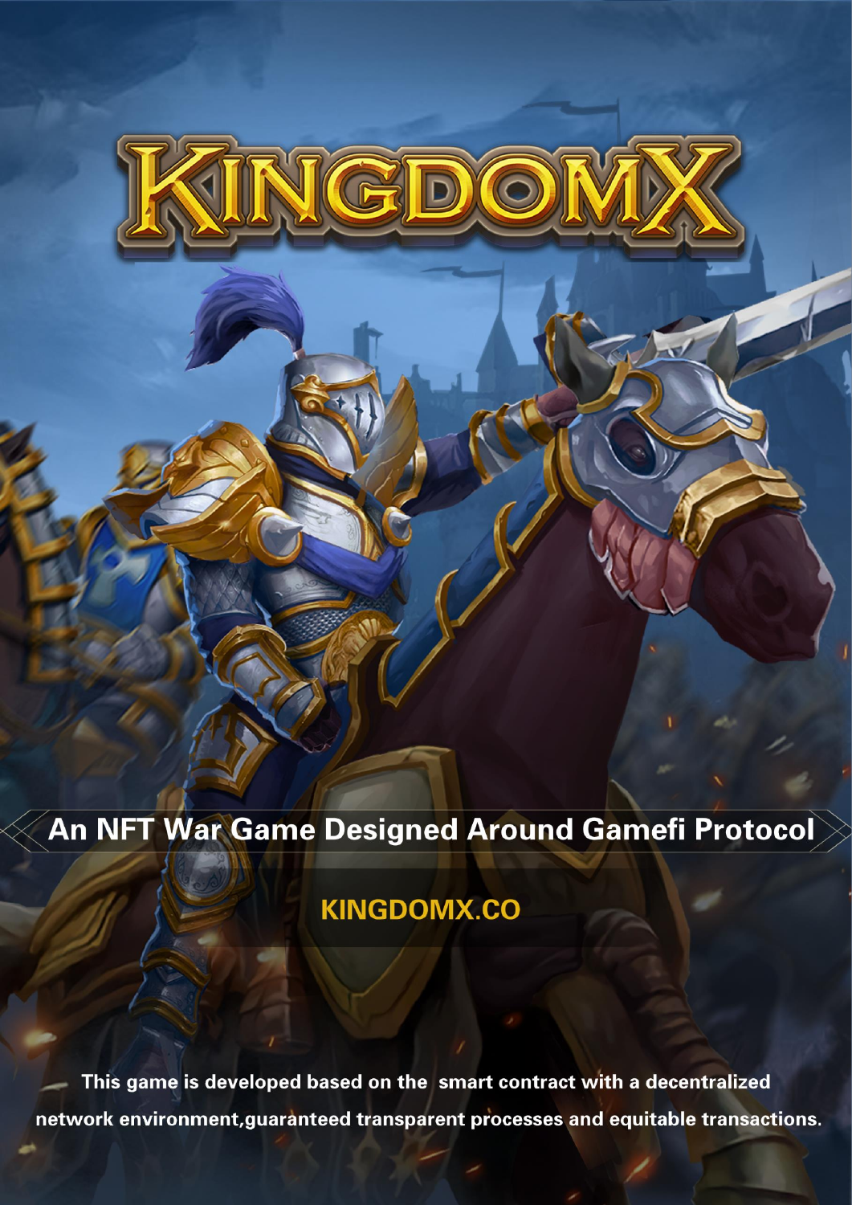# KINGDOMX

## An NFT War Game Designed Around Gamefi Protocol

**KINGDOMX.CO**

**This game is developed based on the smart contract with a decentralized network environment,guaranteed transparent processes and equitable transactions.**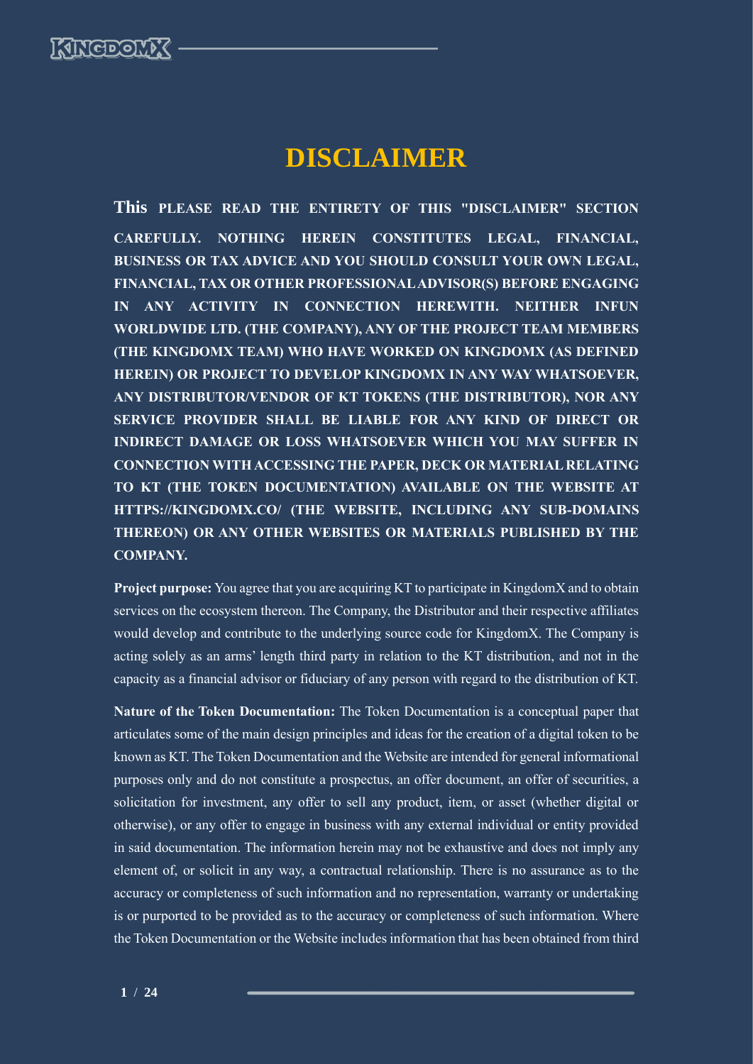# DISCLAIMER

**This PLEASE READ THE ENTIRETY OF THIS "DISCLAIMER" SECTION CAREFULLY. NOTHING HEREIN CONSTITUTES LEGAL, FINANCIAL, BUSINESS OR TAX ADVICE AND YOU SHOULD CONSULT YOUR OWN LEGAL, FINANCIAL, TAX OR OTHER PROFESSIONAL ADVISOR(S) BEFORE ENGAGING IN ANY ACTIVITY IN CONNECTION HEREWITH. NEITHER INFUN WORLDWIDE LTD. (THE COMPANY), ANY OF THE PROJECT TEAM MEMBERS (THE KINGDOMX TEAM) WHO HAVE WORKED ON KINGDOMX (AS DEFINED HEREIN) OR PROJECT TO DEVELOP KINGDOMX IN ANY WAY WHATSOEVER, ANY DISTRIBUTOR/VENDOR OF KT TOKENS (THE DISTRIBUTOR), NOR ANY SERVICE PROVIDER SHALL BE LIABLE FOR ANY KIND OF DIRECT OR INDIRECT DAMAGE OR LOSS WHATSOEVER WHICH YOU MAY SUFFER IN CONNECTION WITH ACCESSING THE PAPER, DECK OR MATERIAL RELATING TO KT (THE TOKEN DOCUMENTATION) AVAILABLE ON THE WEBSITE AT HTTPS://KINGDOMX.CO/ (THE WEBSITE, INCLUDING ANY SUB-DOMAINS THEREON) OR ANY OTHER WEBSITES OR MATERIALS PUBLISHED BY THE COMPANY.**

**Project purpose:** You agree that you are acquiring KT to participate in KingdomX and to obtain services on the ecosystem thereon. The Company, the Distributor and their respective affiliates would develop and contribute to the underlying source code for KingdomX. The Company is acting solely as an arms' length third party in relation to the KT distribution, and not in the capacity as a financial advisor or fiduciary of any person with regard to the distribution of KT.

**Nature of the Token Documentation:** The Token Documentation is a conceptual paper that articulates some of the main design principles and ideas for the creation of a digital token to be known as KT. The Token Documentation and the Website are intended for general informational purposes only and do not constitute a prospectus, an offer document, an offer of securities, a solicitation for investment, any offer to sell any product, item, or asset (whether digital or otherwise), or any offer to engage in business with any external individual or entity provided in said documentation. The information herein may not be exhaustive and does not imply any element of, or solicit in any way, a contractual relationship. There is no assurance as to the accuracy or completeness of such information and no representation, warranty or undertaking is or purported to be provided as to the accuracy or completeness of such information. Where the Token Documentation or the Website includes information that has been obtained from third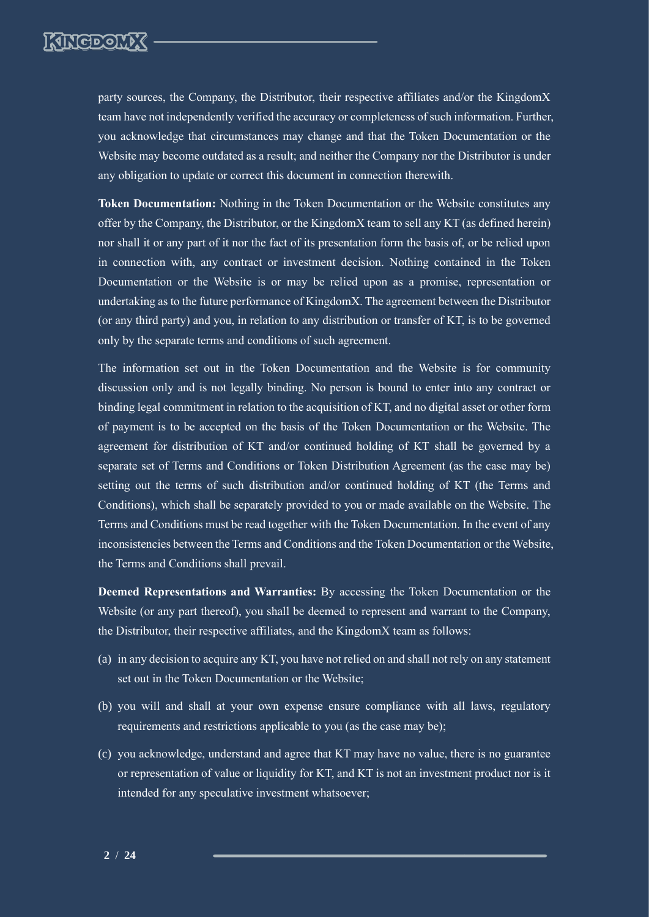party sources, the Company, the Distributor, their respective affiliates and/or the KingdomX team have not independently verified the accuracy or completeness of such information. Further, you acknowledge that circumstances may change and that the Token Documentation or the Website may become outdated as a result; and neither the Company nor the Distributor is under any obligation to update or correct this document in connection therewith.

**Token Documentation:** Nothing in the Token Documentation or the Website constitutes any offer by the Company, the Distributor, or the KingdomX team to sell any KT (as defined herein) nor shall it or any part of it nor the fact of its presentation form the basis of, or be relied upon in connection with, any contract or investment decision. Nothing contained in the Token Documentation or the Website is or may be relied upon as a promise, representation or undertaking as to the future performance of KingdomX. The agreement between the Distributor (or any third party) and you, in relation to any distribution or transfer of KT, is to be governed only by the separate terms and conditions of such agreement.

The information set out in the Token Documentation and the Website is for community discussion only and is not legally binding. No person is bound to enter into any contract or binding legal commitment in relation to the acquisition of KT, and no digital asset or other form of payment is to be accepted on the basis of the Token Documentation or the Website. The agreement for distribution of KT and/or continued holding of KT shall be governed by a separate set of Terms and Conditions or Token Distribution Agreement (as the case may be) setting out the terms of such distribution and/or continued holding of KT (the Terms and Conditions), which shall be separately provided to you or made available on the Website. The Terms and Conditions must be read together with the Token Documentation. In the event of any inconsistencies between the Terms and Conditions and the Token Documentation or the Website, the Terms and Conditions shall prevail.

**Deemed Representations and Warranties:** By accessing the Token Documentation or the Website (or any part thereof), you shall be deemed to represent and warrant to the Company, the Distributor, their respective affiliates, and the KingdomX team as follows:

(a) in any decision to acquire any KT, you have not relied on and shall not rely on any statement set out in the Token Documentation or the Website;

(b) you will and shall at your own expense ensure compliance with all laws, regulatory requirements and restrictions applicable to you (as the case may be);

(c) you acknowledge, understand and agree that KT may have no value, there is no guarantee or representation of value or liquidity for KT, and KT is not an investment product nor is it intended for any speculative investment whatsoever;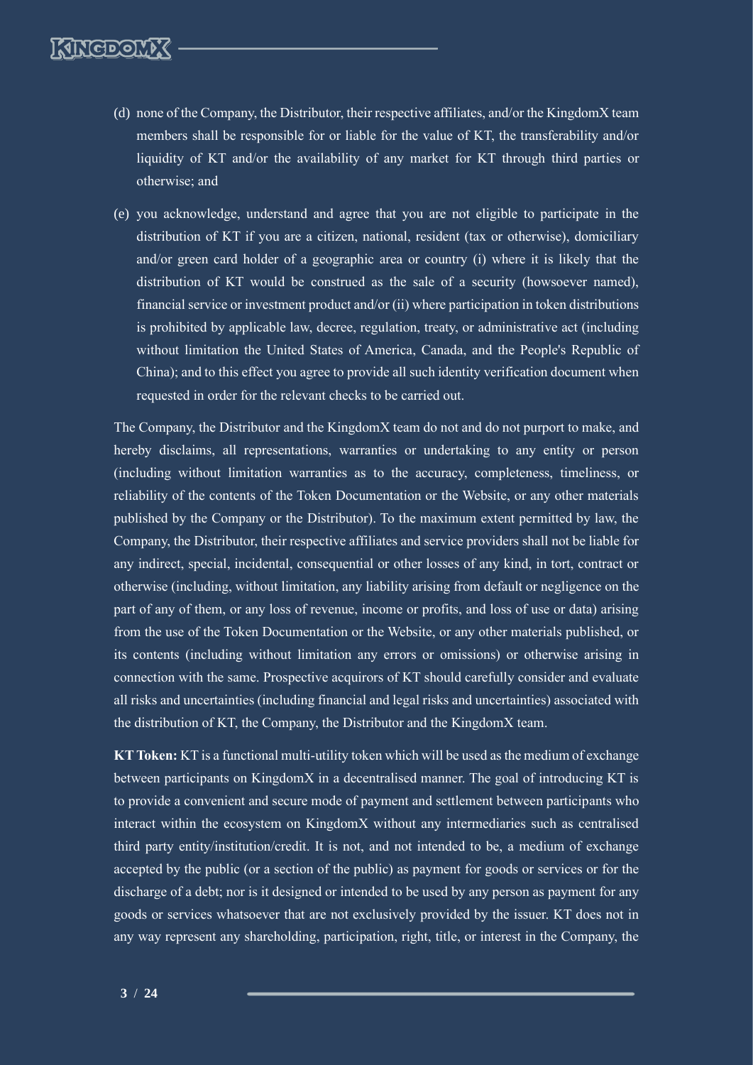(d) none of the Company, the Distributor, their respective affiliates, and/or the KingdomX team members shall be responsible for or liable for the value of KT, the transferability and/or liquidity of KT and/or the availability of any market for KT through third parties or otherwise; and

(e) you acknowledge, understand and agree that you are not eligible to participate in the distribution of KT if you are a citizen, national, resident (tax or otherwise), domiciliary and/or green card holder of a geographic area or country (i) where it is likely that the distribution of KT would be construed as the sale of a security (howsoever named), financial service or investment product and/or (ii) where participation in token distributions is prohibited by applicable law, decree, regulation, treaty, or administrative act (including without limitation the United States of America, Canada, and the People's Republic of China); and to this effect you agree to provide all such identity verification document when requested in order for the relevant checks to be carried out.

The Company, the Distributor and the KingdomX team do not and do not purport to make, and hereby disclaims, all representations, warranties or undertaking to any entity or person (including without limitation warranties as to the accuracy, completeness, timeliness, or reliability of the contents of the Token Documentation or the Website, or any other materials published by the Company or the Distributor). To the maximum extent permitted by law, the Company, the Distributor, their respective affiliates and service providers shall not be liable for any indirect, special, incidental, consequential or other losses of any kind, in tort, contract or otherwise (including, without limitation, any liability arising from default or negligence on the part of any of them, or any loss of revenue, income or profits, and loss of use or data) arising from the use of the Token Documentation or the Website, or any other materials published, or its contents (including without limitation any errors or omissions) or otherwise arising in connection with the same. Prospective acquirors of KT should carefully consider and evaluate all risks and uncertainties (including financial and legal risks and uncertainties) associated with the distribution of KT, the Company, the Distributor and the KingdomX team.

**KT Token:** KT is a functional multi-utility token which will be used as the medium of exchange between participants on KingdomX in a decentralised manner. The goal of introducing KT is to provide a convenient and secure mode of payment and settlement between participants who interact within the ecosystem on KingdomX without any intermediaries such as centralised third party entity/institution/credit. It is not, and not intended to be, a medium of exchange accepted by the public (or a section of the public) as payment for goods or services or for the discharge of a debt; nor is it designed or intended to be used by any person as payment for any goods or services whatsoever that are not exclusively provided by the issuer. KT does not in any way represent any shareholding, participation, right, title, or interest in the Company, the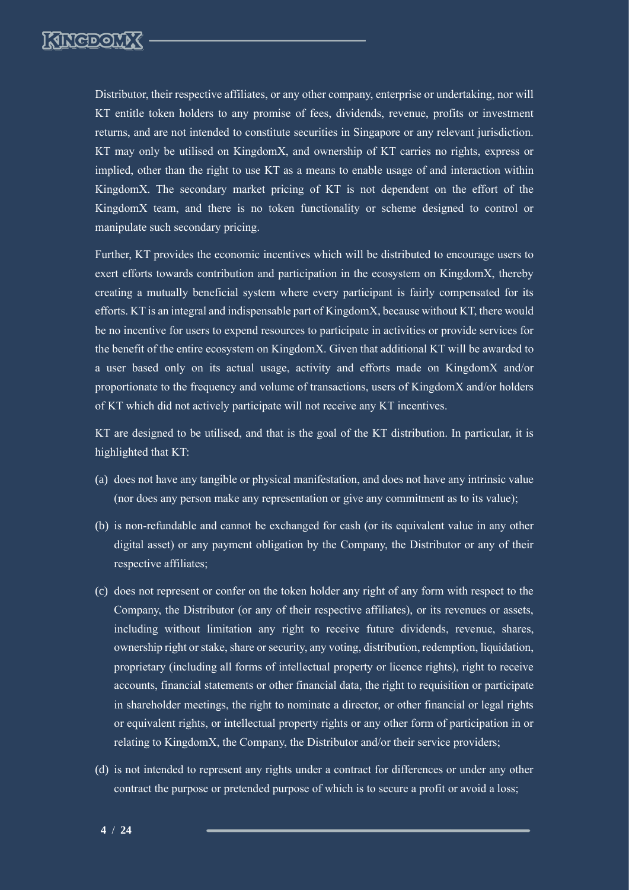Distributor, their respective affiliates, or any other company, enterprise or undertaking, nor will KT entitle token holders to any promise of fees, dividends, revenue, profits or investment returns, and are not intended to constitute securities in Singapore or any relevant jurisdiction. KT may only be utilised on KingdomX, and ownership of KT carries no rights, express or implied, other than the right to use KT as a means to enable usage of and interaction within KingdomX. The secondary market pricing of KT is not dependent on the effort of the KingdomX team, and there is no token functionality or scheme designed to control or manipulate such secondary pricing.

Further, KT provides the economic incentives which will be distributed to encourage users to exert efforts towards contribution and participation in the ecosystem on KingdomX, thereby creating a mutually beneficial system where every participant is fairly compensated for its efforts. KT is an integral and indispensable part of KingdomX, because without KT, there would be no incentive for users to expend resources to participate in activities or provide services for the benefit of the entire ecosystem on KingdomX. Given that additional KT will be awarded to a user based only on its actual usage, activity and efforts made on KingdomX and/or proportionate to the frequency and volume of transactions, users of KingdomX and/or holders of KT which did not actively participate will not receive any KT incentives.

KT are designed to be utilised, and that is the goal of the KT distribution. In particular, it is highlighted that KT:

(a) does not have any tangible or physical manifestation, and does not have any intrinsic value (nor does any person make any representation or give any commitment as to its value);

(b) is non-refundable and cannot be exchanged for cash (or its equivalent value in any other digital asset) or any payment obligation by the Company, the Distributor or any of their respective affiliates;

(c) does not represent or confer on the token holder any right of any form with respect to the Company, the Distributor (or any of their respective affiliates), or its revenues or assets, including without limitation any right to receive future dividends, revenue, shares, ownership right or stake, share or security, any voting, distribution, redemption, liquidation, proprietary (including all forms of intellectual property or licence rights), right to receive accounts, financial statements or other financial data, the right to requisition or participate in shareholder meetings, the right to nominate a director, or other financial or legal rights or equivalent rights, or intellectual property rights or any other form of participation in or relating to KingdomX, the Company, the Distributor and/or their service providers;

(d) is not intended to represent any rights under a contract for differences or under any other contract the purpose or pretended purpose of which is to secure a profit or avoid a loss;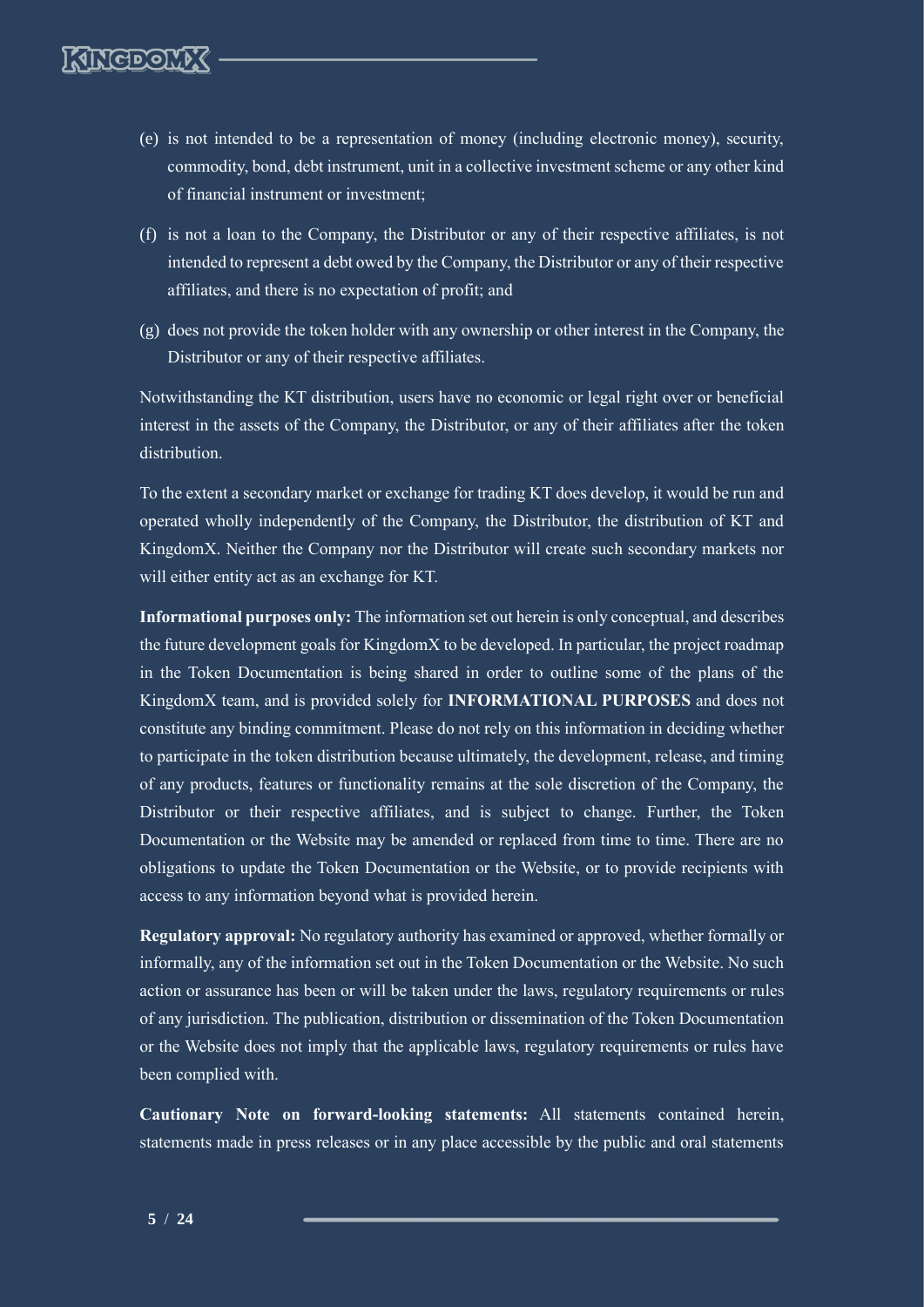(e) is not intended to be a representation of money (including electronic money), security, commodity, bond, debt instrument, unit in a collective investment scheme or any other kind of financial instrument or investment;

(f) is not a loan to the Company, the Distributor or any of their respective affiliates, is not intended to represent a debt owed by the Company, the Distributor or any of their respective affiliates, and there is no expectation of profit; and

(g) does not provide the token holder with any ownership or other interest in the Company, the Distributor or any of their respective affiliates.

Notwithstanding the KT distribution, users have no economic or legal right over or beneficial interest in the assets of the Company, the Distributor, or any of their affiliates after the token distribution.

To the extent a secondary market or exchange for trading KT does develop, it would be run and operated wholly independently of the Company, the Distributor, the distribution of KT and KingdomX. Neither the Company nor the Distributor will create such secondary markets nor will either entity act as an exchange for KT.

**Informational purposes only:** The information set out herein is only conceptual, and describes the future development goals for KingdomX to be developed. In particular, the project roadmap in the Token Documentation is being shared in order to outline some of the plans of the KingdomX team, and is provided solely for **INFORMATIONAL PURPOSES** and does not constitute any binding commitment. Please do not rely on this information in deciding whether to participate in the token distribution because ultimately, the development, release, and timing of any products, features or functionality remains at the sole discretion of the Company, the Distributor or their respective affiliates, and is subject to change. Further, the Token Documentation or the Website may be amended or replaced from time to time. There are no obligations to update the Token Documentation or the Website, or to provide recipients with access to any information beyond what is provided herein.

**Regulatory approval:** No regulatory authority has examined or approved, whether formally or informally, any of the information set out in the Token Documentation or the Website. No such action or assurance has been or will be taken under the laws, regulatory requirements or rules of any jurisdiction. The publication, distribution or dissemination of the Token Documentation or the Website does not imply that the applicable laws, regulatory requirements or rules have been complied with.

**Cautionary Note on forward-looking statements:** All statements contained herein, statements made in press releases or in any place accessible by the public and oral statements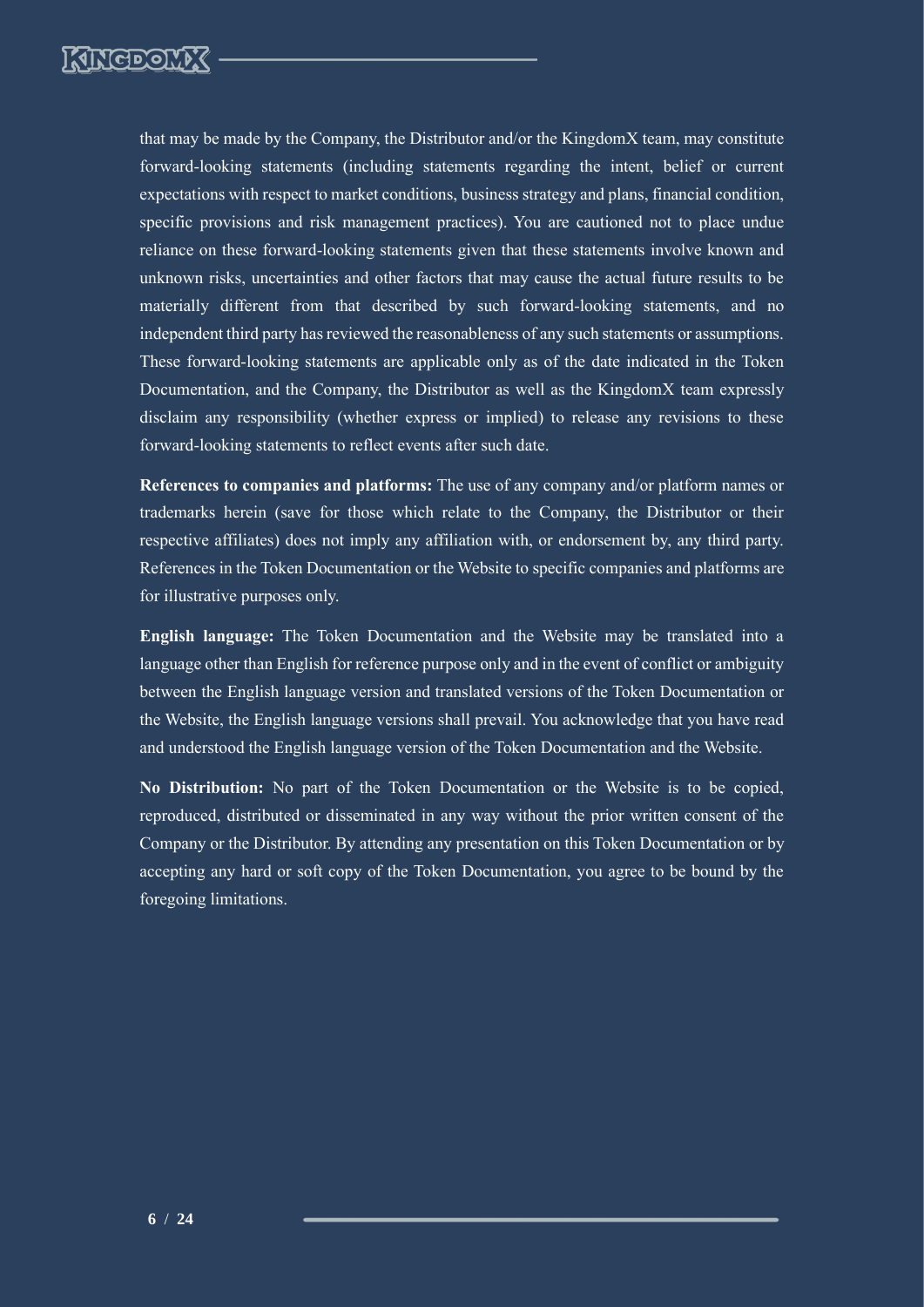that may be made by the Company, the Distributor and/or the KingdomX team, may constitute forward-looking statements (including statements regarding the intent, belief or current expectations with respect to market conditions, business strategy and plans, financial condition, specific provisions and risk management practices). You are cautioned not to place undue reliance on these forward-looking statements given that these statements involve known and unknown risks, uncertainties and other factors that may cause the actual future results to be materially different from that described by such forward-looking statements, and no independent third party has reviewed the reasonableness of any such statements or assumptions. These forward-looking statements are applicable only as of the date indicated in the Token Documentation, and the Company, the Distributor as well as the KingdomX team expressly disclaim any responsibility (whether express or implied) to release any revisions to these forward-looking statements to reflect events after such date.

**References to companies and platforms:** The use of any company and/or platform names or trademarks herein (save for those which relate to the Company, the Distributor or their respective affiliates) does not imply any affiliation with, or endorsement by, any third party. References in the Token Documentation or the Website to specific companies and platforms are for illustrative purposes only.

**English language:** The Token Documentation and the Website may be translated into a language other than English for reference purpose only and in the event of conflict or ambiguity between the English language version and translated versions of the Token Documentation or the Website, the English language versions shall prevail. You acknowledge that you have read and understood the English language version of the Token Documentation and the Website.

**No Distribution:** No part of the Token Documentation or the Website is to be copied, reproduced, distributed or disseminated in any way without the prior written consent of the Company or the Distributor. By attending any presentation on this Token Documentation or by accepting any hard or soft copy of the Token Documentation, you agree to be bound by the foregoing limitations.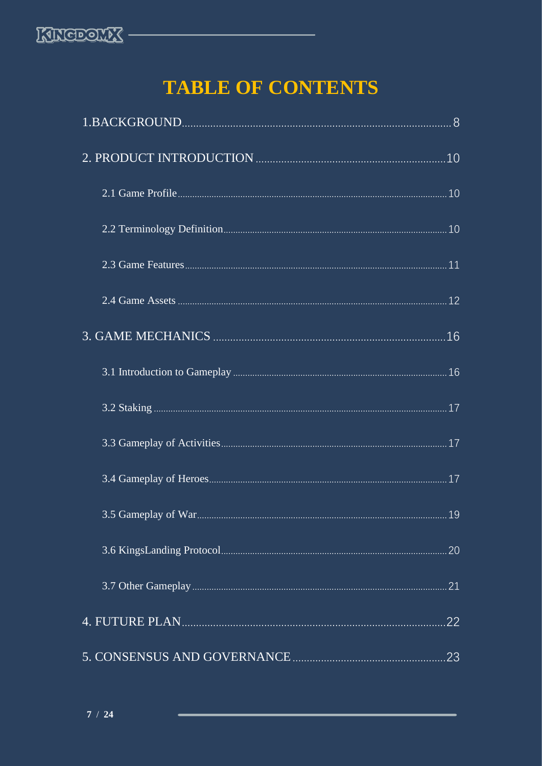# TABLE OF CONTENTS

1.BACKGROUND ........ 8

2. PRODUCT INTRODUCTION ........ 10

- 2.1 Game Profile ........ 10
- 2.2 Terminology Definition ........ 10
- 2.3 Game Features ........ 11
- 2.4 Game Assets ........ 12

3. GAME MECHANICS ........ 16

- 3.1 Introduction to Gameplay ........ 16
- 3.2 Staking ........ 17
- 3.3 Gameplay of Activities ........ 17
- 3.4 Gameplay of Heroes ........ 17
- 3.5 Gameplay of War ........ 19
- 3.6 KingsLanding Protocol ........ 20
- 3.7 Other Gameplay ........ 21

4. FUTURE PLAN ........ 22

5. CONSENSUS AND GOVERNANCE ........ 23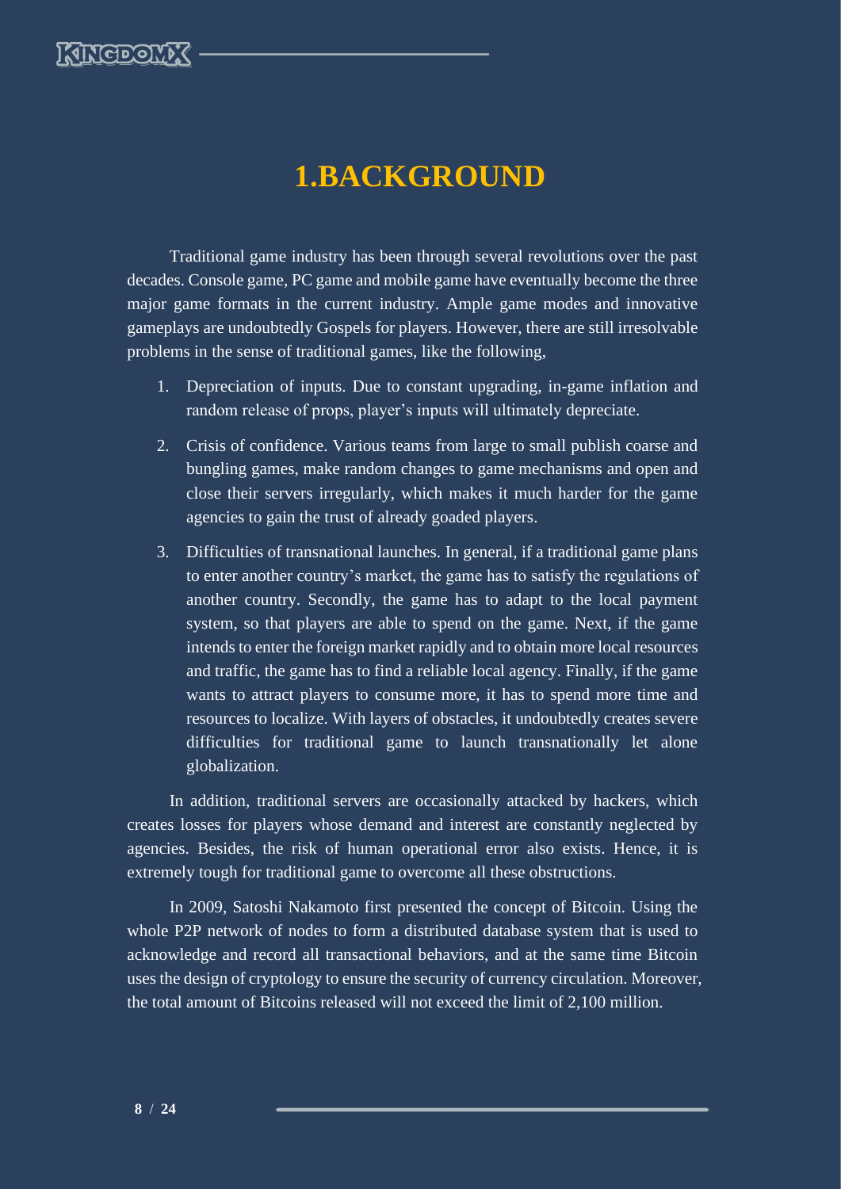# 1.BACKGROUND

Traditional game industry has been through several revolutions over the past decades. Console game, PC game and mobile game have eventually become the three major game formats in the current industry. Ample game modes and innovative gameplays are undoubtedly Gospels for players. However, there are still irresolvable problems in the sense of traditional games, like the following,

1. Depreciation of inputs. Due to constant upgrading, in-game inflation and random release of props, player's inputs will ultimately depreciate.
2. Crisis of confidence. Various teams from large to small publish coarse and bungling games, make random changes to game mechanisms and open and close their servers irregularly, which makes it much harder for the game agencies to gain the trust of already goaded players.
3. Difficulties of transnational launches. In general, if a traditional game plans to enter another country's market, the game has to satisfy the regulations of another country. Secondly, the game has to adapt to the local payment system, so that players are able to spend on the game. Next, if the game intends to enter the foreign market rapidly and to obtain more local resources and traffic, the game has to find a reliable local agency. Finally, if the game wants to attract players to consume more, it has to spend more time and resources to localize. With layers of obstacles, it undoubtedly creates severe difficulties for traditional game to launch transnationally let alone globalization.

In addition, traditional servers are occasionally attacked by hackers, which creates losses for players whose demand and interest are constantly neglected by agencies. Besides, the risk of human operational error also exists. Hence, it is extremely tough for traditional game to overcome all these obstructions.

In 2009, Satoshi Nakamoto first presented the concept of Bitcoin. Using the whole P2P network of nodes to form a distributed database system that is used to acknowledge and record all transactional behaviors, and at the same time Bitcoin uses the design of cryptology to ensure the security of currency circulation. Moreover, the total amount of Bitcoins released will not exceed the limit of 2,100 million.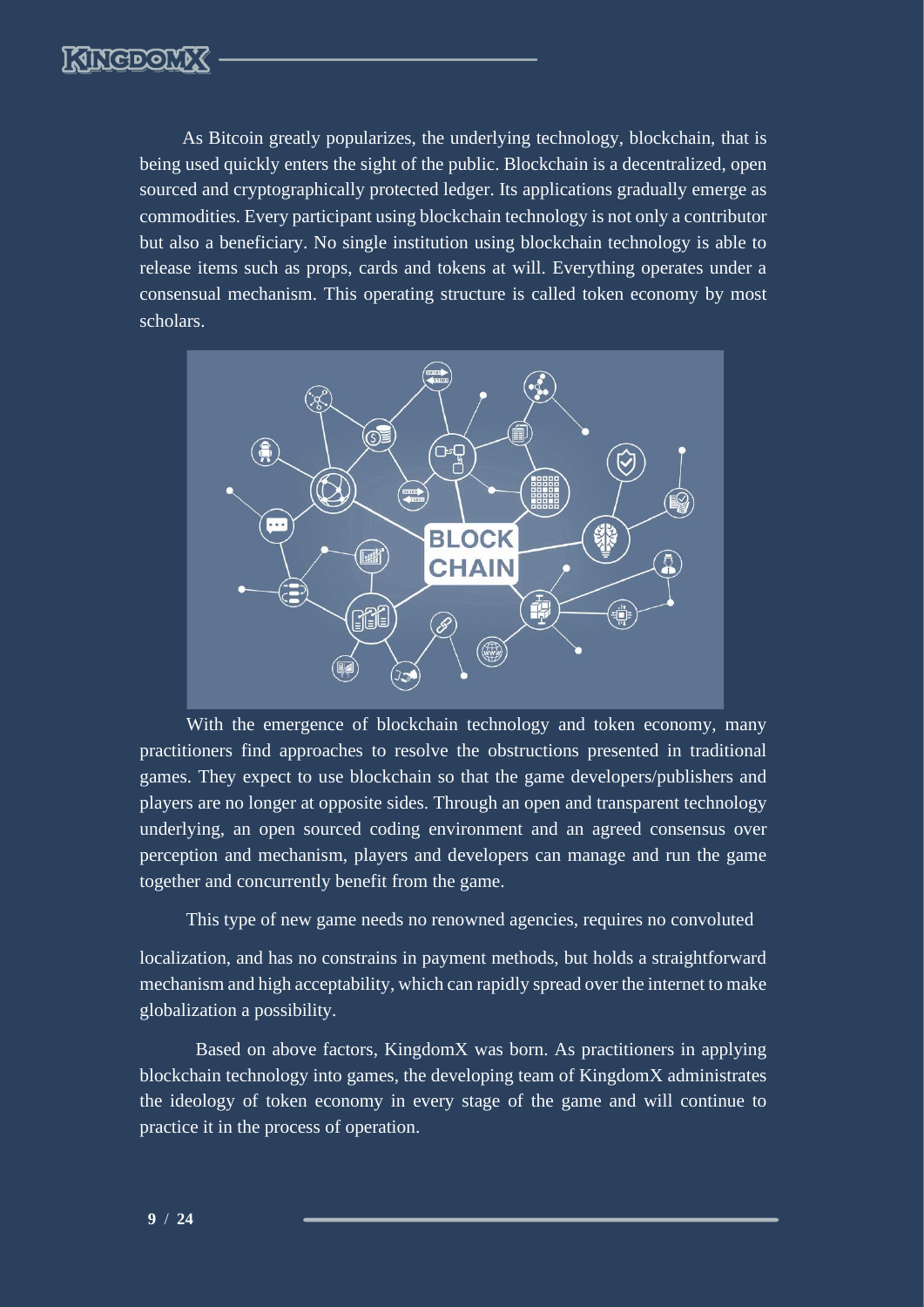As Bitcoin greatly popularizes, the underlying technology, blockchain, that is being used quickly enters the sight of the public. Blockchain is a decentralized, open sourced and cryptographically protected ledger. Its applications gradually emerge as commodities. Every participant using blockchain technology is not only a contributor but also a beneficiary. No single institution using blockchain technology is able to release items such as props, cards and tokens at will. Everything operates under a consensual mechanism. This operating structure is called token economy by most scholars.

With the emergence of blockchain technology and token economy, many practitioners find approaches to resolve the obstructions presented in traditional games. They expect to use blockchain so that the game developers/publishers and players are no longer at opposite sides. Through an open and transparent technology underlying, an open sourced coding environment and an agreed consensus over perception and mechanism, players and developers can manage and run the game together and concurrently benefit from the game.

This type of new game needs no renowned agencies, requires no convoluted localization, and has no constrains in payment methods, but holds a straightforward mechanism and high acceptability, which can rapidly spread over the internet to make globalization a possibility.

Based on above factors, KingdomX was born. As practitioners in applying blockchain technology into games, the developing team of KingdomX administrates the ideology of token economy in every stage of the game and will continue to practice it in the process of operation.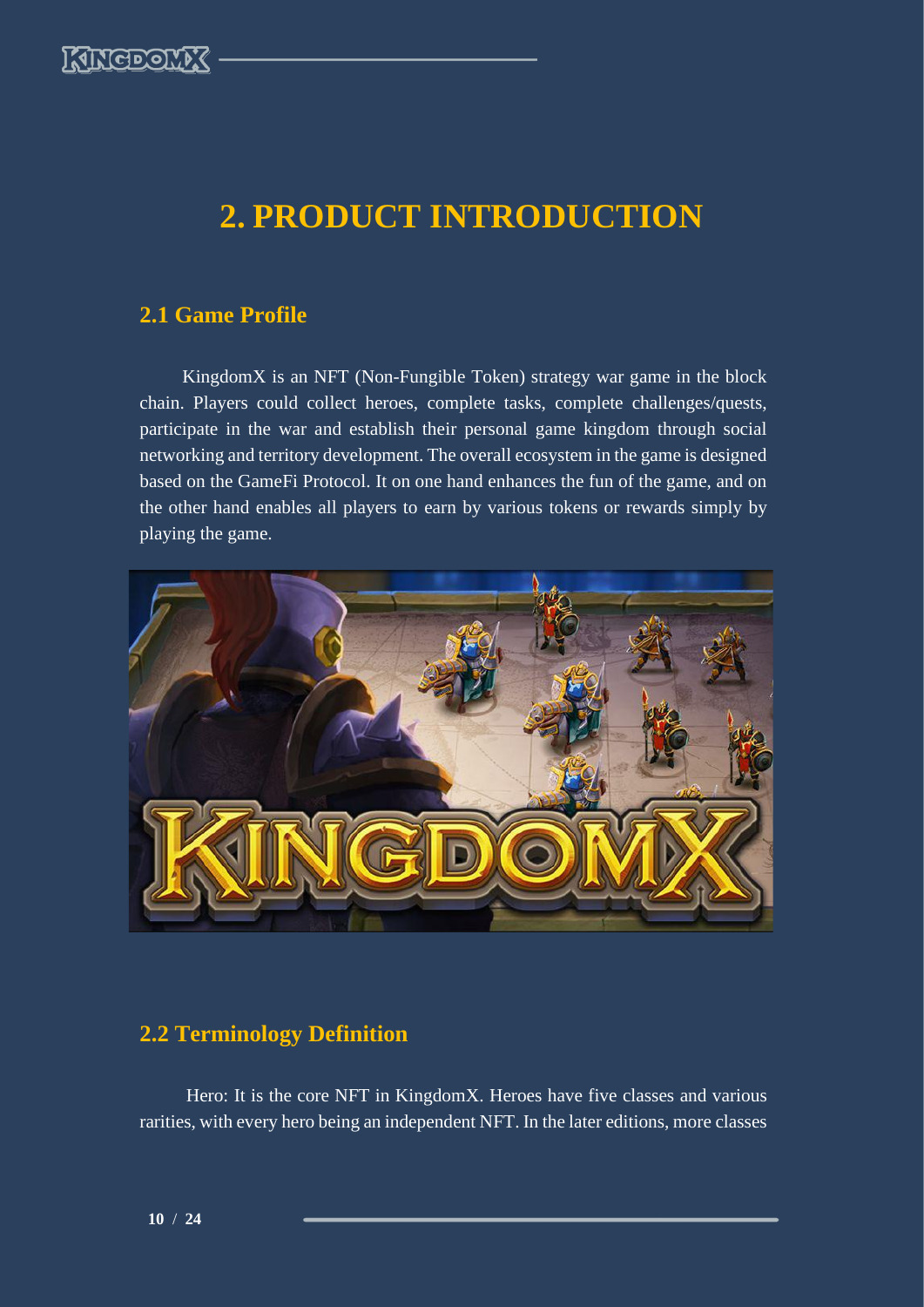# 2. PRODUCT INTRODUCTION

## 2.1 Game Profile

KingdomX is an NFT (Non-Fungible Token) strategy war game in the block chain. Players could collect heroes, complete tasks, complete challenges/quests, participate in the war and establish their personal game kingdom through social networking and territory development. The overall ecosystem in the game is designed based on the GameFi Protocol. It on one hand enhances the fun of the game, and on the other hand enables all players to earn by various tokens or rewards simply by playing the game.

## 2.2 Terminology Definition

Hero: It is the core NFT in KingdomX. Heroes have five classes and various rarities, with every hero being an independent NFT. In the later editions, more classes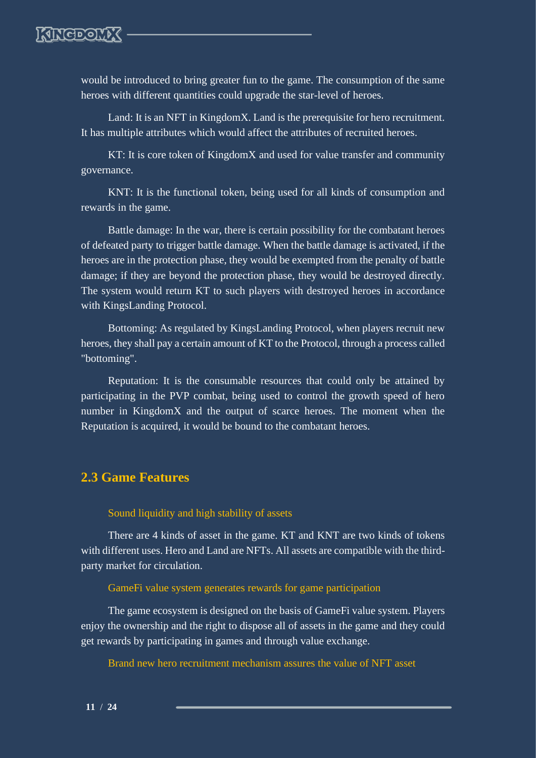would be introduced to bring greater fun to the game. The consumption of the same heroes with different quantities could upgrade the star-level of heroes.

Land: It is an NFT in KingdomX. Land is the prerequisite for hero recruitment. It has multiple attributes which would affect the attributes of recruited heroes.

KT: It is core token of KingdomX and used for value transfer and community governance.

KNT: It is the functional token, being used for all kinds of consumption and rewards in the game.

Battle damage: In the war, there is certain possibility for the combatant heroes of defeated party to trigger battle damage. When the battle damage is activated, if the heroes are in the protection phase, they would be exempted from the penalty of battle damage; if they are beyond the protection phase, they would be destroyed directly. The system would return KT to such players with destroyed heroes in accordance with KingsLanding Protocol.

Bottoming: As regulated by KingsLanding Protocol, when players recruit new heroes, they shall pay a certain amount of KT to the Protocol, through a process called "bottoming".

Reputation: It is the consumable resources that could only be attained by participating in the PVP combat, being used to control the growth speed of hero number in KingdomX and the output of scarce heroes. The moment when the Reputation is acquired, it would be bound to the combatant heroes.

## 2.3 Game Features

### Sound liquidity and high stability of assets

There are 4 kinds of asset in the game. KT and KNT are two kinds of tokens with different uses. Hero and Land are NFTs. All assets are compatible with the third-party market for circulation.

### GameFi value system generates rewards for game participation

The game ecosystem is designed on the basis of GameFi value system. Players enjoy the ownership and the right to dispose all of assets in the game and they could get rewards by participating in games and through value exchange.

### Brand new hero recruitment mechanism assures the value of NFT asset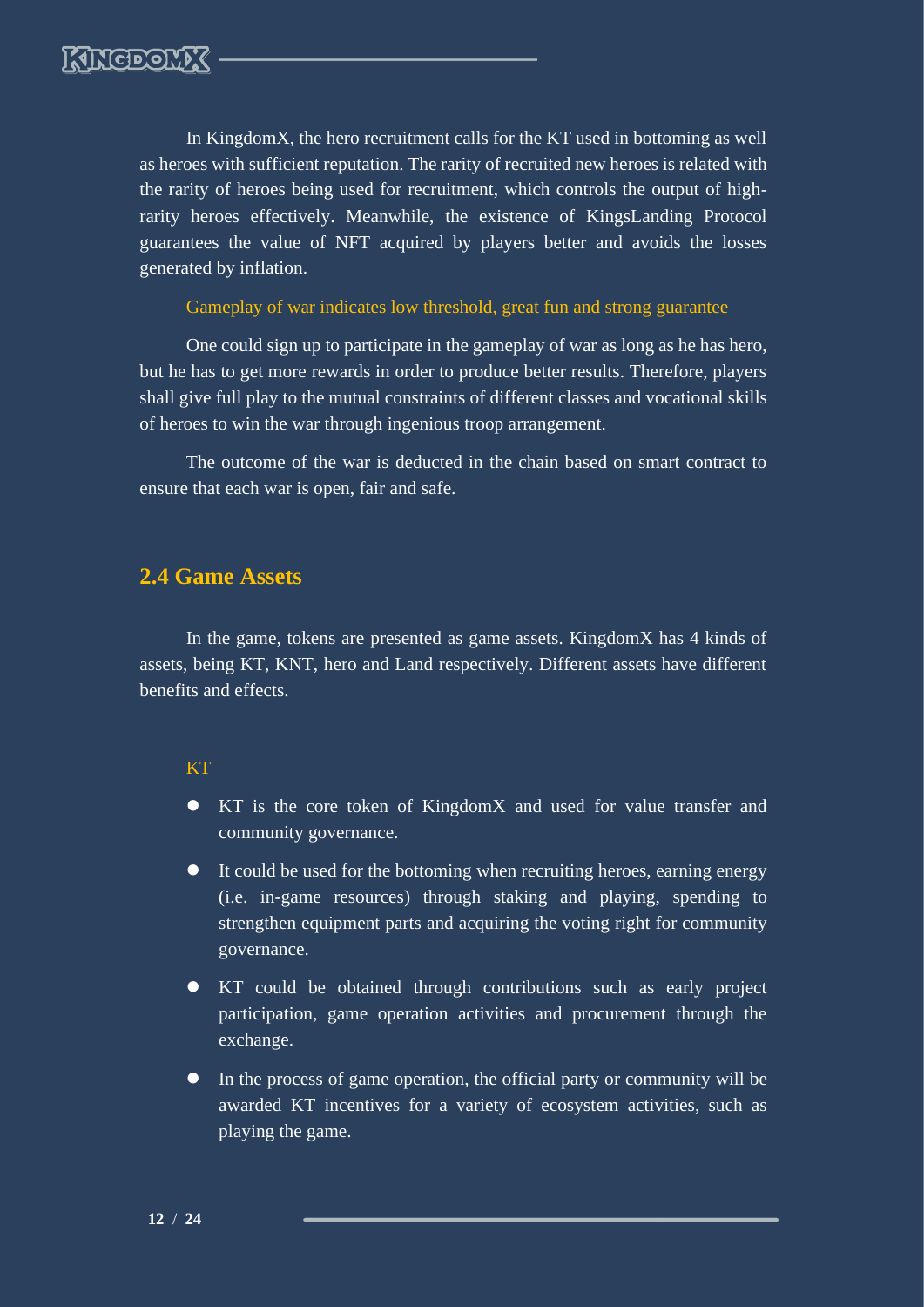In KingdomX, the hero recruitment calls for the KT used in bottoming as well as heroes with sufficient reputation. The rarity of recruited new heroes is related with the rarity of heroes being used for recruitment, which controls the output of high-rarity heroes effectively. Meanwhile, the existence of KingsLanding Protocol guarantees the value of NFT acquired by players better and avoids the losses generated by inflation.

### Gameplay of war indicates low threshold, great fun and strong guarantee

One could sign up to participate in the gameplay of war as long as he has hero, but he has to get more rewards in order to produce better results. Therefore, players shall give full play to the mutual constraints of different classes and vocational skills of heroes to win the war through ingenious troop arrangement.

The outcome of the war is deducted in the chain based on smart contract to ensure that each war is open, fair and safe.

## 2.4 Game Assets

In the game, tokens are presented as game assets. KingdomX has 4 kinds of assets, being KT, KNT, hero and Land respectively. Different assets have different benefits and effects.

### KT

- KT is the core token of KingdomX and used for value transfer and community governance.
- It could be used for the bottoming when recruiting heroes, earning energy (i.e. in-game resources) through staking and playing, spending to strengthen equipment parts and acquiring the voting right for community governance.
- KT could be obtained through contributions such as early project participation, game operation activities and procurement through the exchange.
- In the process of game operation, the official party or community will be awarded KT incentives for a variety of ecosystem activities, such as playing the game.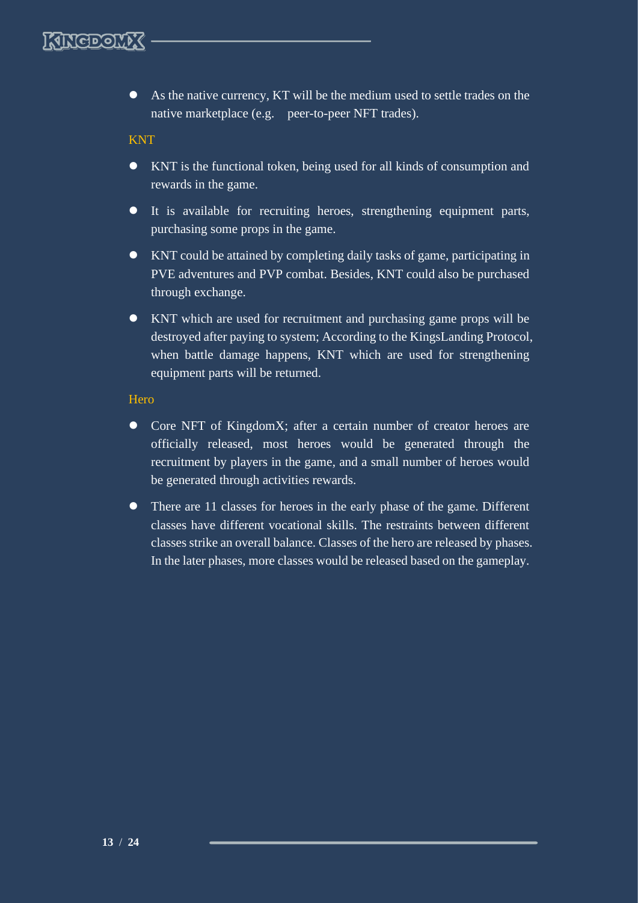- As the native currency, KT will be the medium used to settle trades on the native marketplace (e.g. peer-to-peer NFT trades).

### KNT

- KNT is the functional token, being used for all kinds of consumption and rewards in the game.
- It is available for recruiting heroes, strengthening equipment parts, purchasing some props in the game.
- KNT could be attained by completing daily tasks of game, participating in PVE adventures and PVP combat. Besides, KNT could also be purchased through exchange.
- KNT which are used for recruitment and purchasing game props will be destroyed after paying to system; According to the KingsLanding Protocol, when battle damage happens, KNT which are used for strengthening equipment parts will be returned.

### Hero

- Core NFT of KingdomX; after a certain number of creator heroes are officially released, most heroes would be generated through the recruitment by players in the game, and a small number of heroes would be generated through activities rewards.
- There are 11 classes for heroes in the early phase of the game. Different classes have different vocational skills. The restraints between different classes strike an overall balance. Classes of the hero are released by phases. In the later phases, more classes would be released based on the gameplay.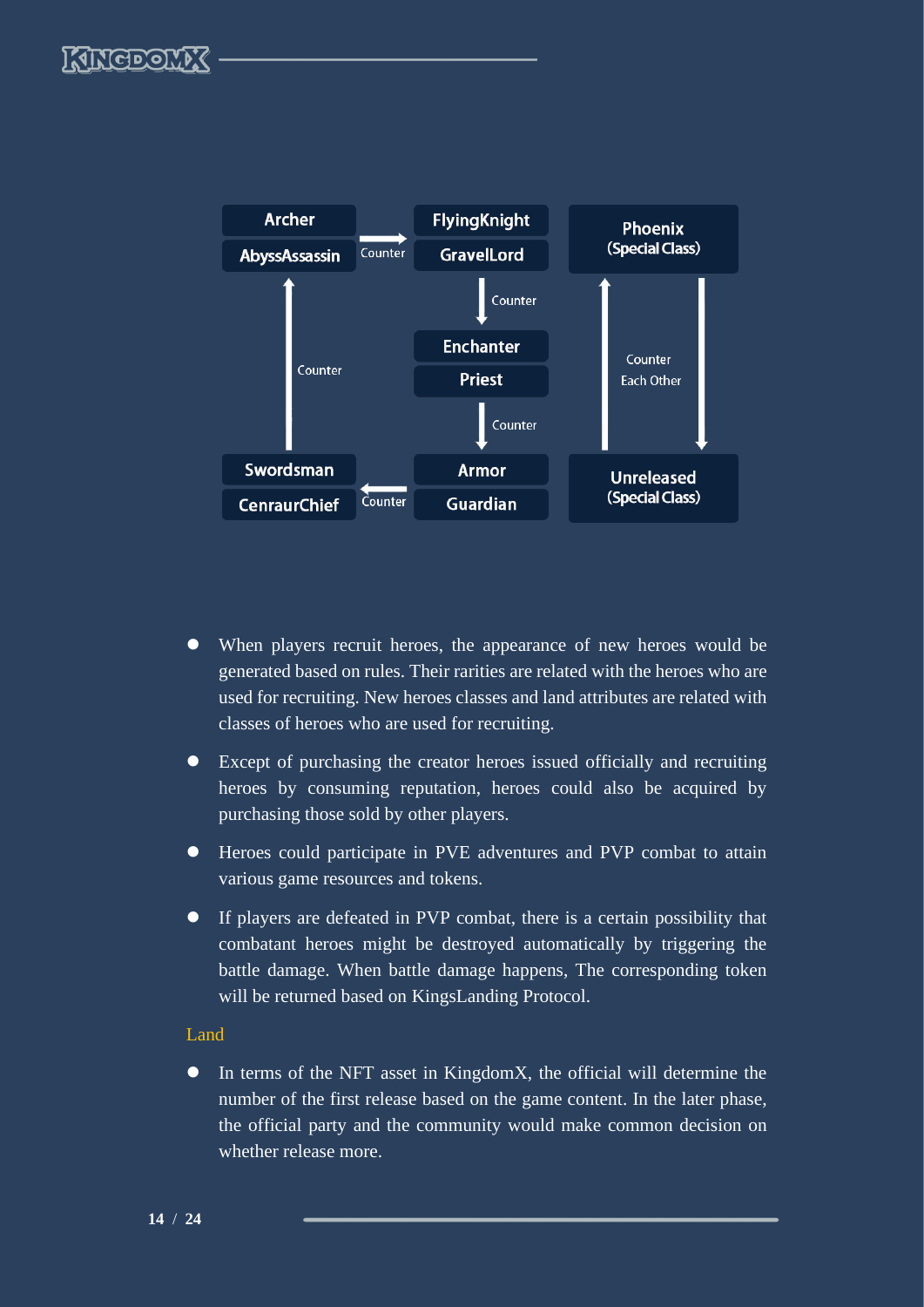Archer
AbyssAssassin

Counter

FlyingKnight
GravelLord

Phoenix
(Special Class)

Counter

Enchanter
Priest

Counter

Counter Each Other

Counter

Swordsman
CenraurChief

Counter

Armor
Guardian

Unreleased
(Special Class)

- When players recruit heroes, the appearance of new heroes would be generated based on rules. Their rarities are related with the heroes who are used for recruiting. New heroes classes and land attributes are related with classes of heroes who are used for recruiting.
- Except of purchasing the creator heroes issued officially and recruiting heroes by consuming reputation, heroes could also be acquired by purchasing those sold by other players.
- Heroes could participate in PVE adventures and PVP combat to attain various game resources and tokens.
- If players are defeated in PVP combat, there is a certain possibility that combatant heroes might be destroyed automatically by triggering the battle damage. When battle damage happens, The corresponding token will be returned based on KingsLanding Protocol.

### Land

- In terms of the NFT asset in KingdomX, the official will determine the number of the first release based on the game content. In the later phase, the official party and the community would make common decision on whether release more.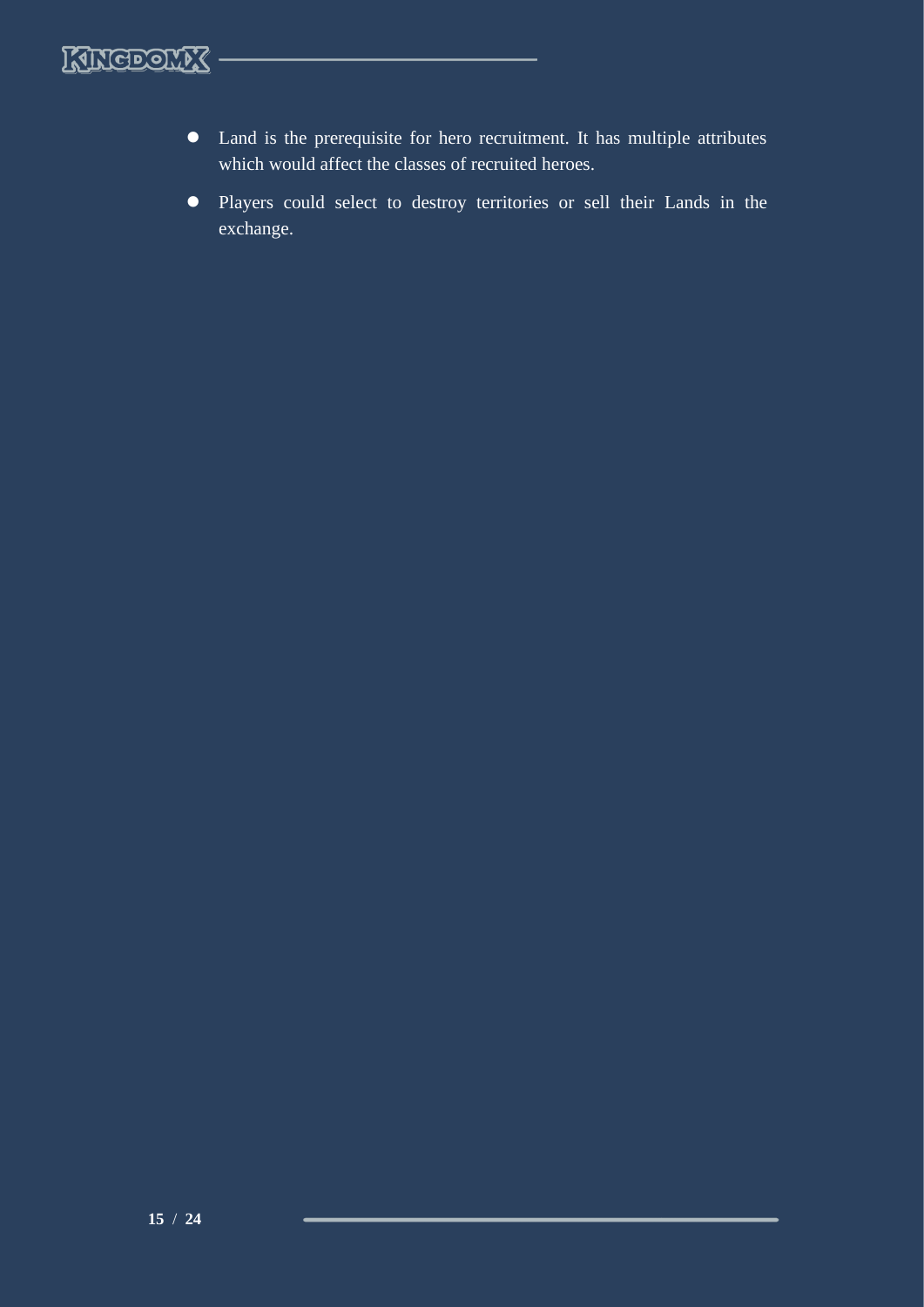- Land is the prerequisite for hero recruitment. It has multiple attributes which would affect the classes of recruited heroes.
- Players could select to destroy territories or sell their Lands in the exchange.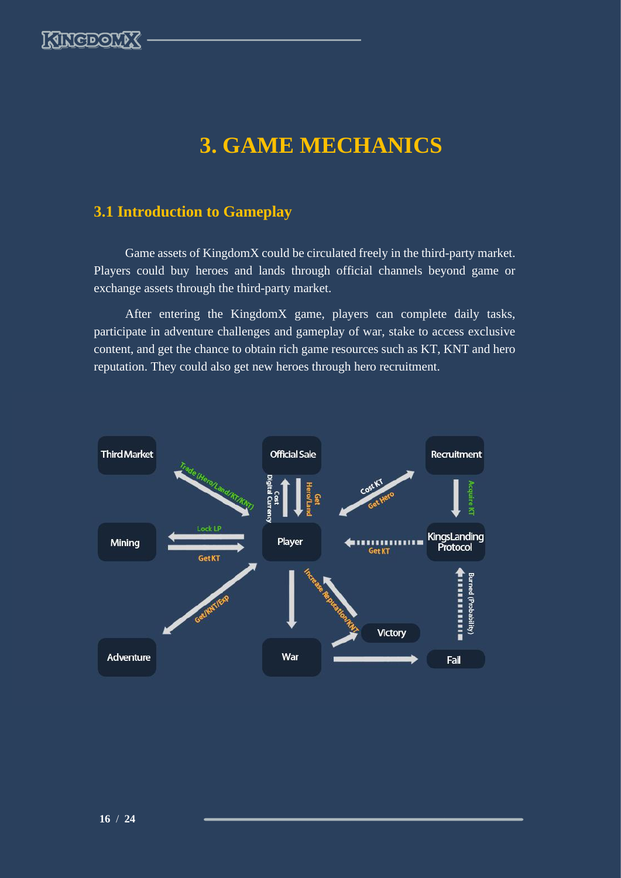# 3. GAME MECHANICS

## 3.1 Introduction to Gameplay

Game assets of KingdomX could be circulated freely in the third-party market. Players could buy heroes and lands through official channels beyond game or exchange assets through the third-party market.

After entering the KingdomX game, players can complete daily tasks, participate in adventure challenges and gameplay of war, stake to access exclusive content, and get the chance to obtain rich game resources such as KT, KNT and hero reputation. They could also get new heroes through hero recruitment.

Third Market

Official Sale

Recruitment

Trade (Hero/Land/KT/KNT)

Cost Digital Currency

Get Hero/Land

Cost KT

Get Hero

Acquire KT

Mining

Lock LP

Get KT

Player

Get KT

KingsLanding Protocol

Get/KNT/Exp

Increase Reputation/KNT

Burned (Probability)

Victory

Adventure

War

Fail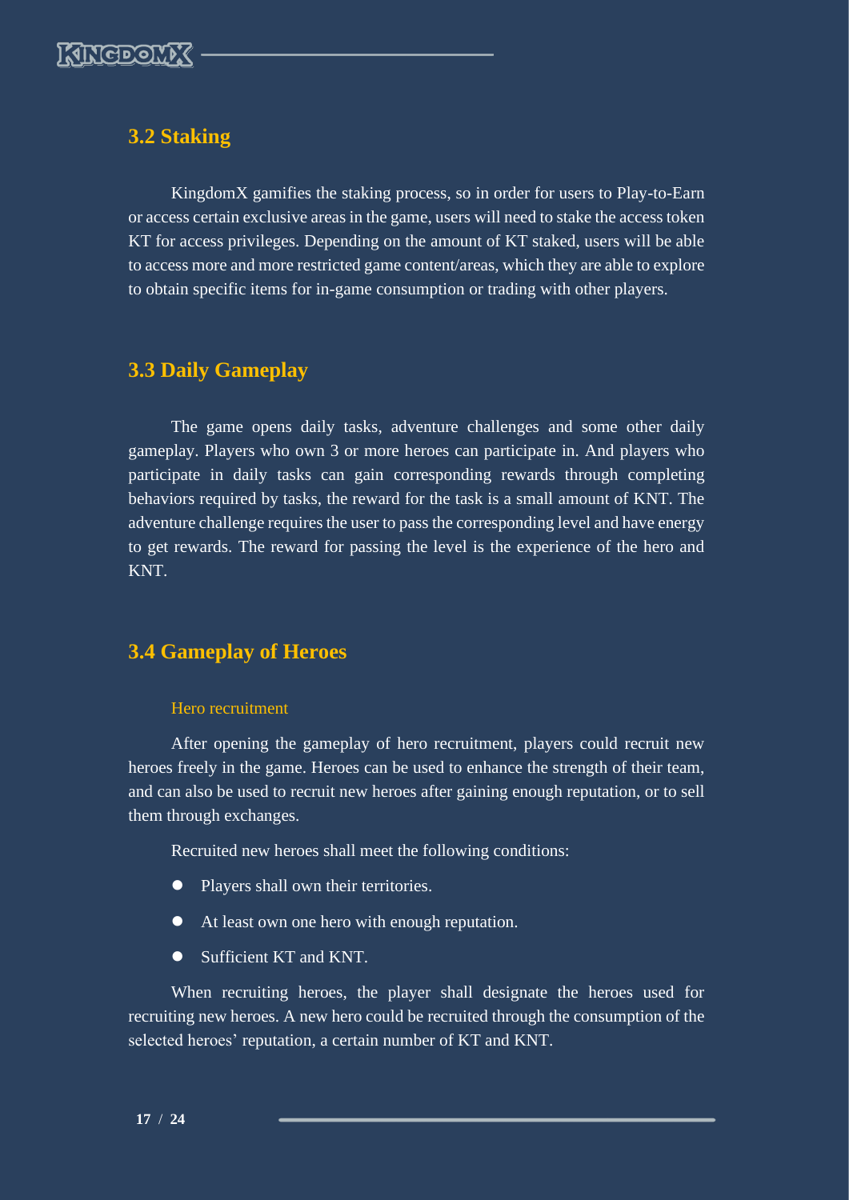## 3.2 Staking

KingdomX gamifies the staking process, so in order for users to Play-to-Earn or access certain exclusive areas in the game, users will need to stake the access token KT for access privileges. Depending on the amount of KT staked, users will be able to access more and more restricted game content/areas, which they are able to explore to obtain specific items for in-game consumption or trading with other players.

## 3.3 Daily Gameplay

The game opens daily tasks, adventure challenges and some other daily gameplay. Players who own 3 or more heroes can participate in. And players who participate in daily tasks can gain corresponding rewards through completing behaviors required by tasks, the reward for the task is a small amount of KNT. The adventure challenge requires the user to pass the corresponding level and have energy to get rewards. The reward for passing the level is the experience of the hero and KNT.

## 3.4 Gameplay of Heroes

### Hero recruitment

After opening the gameplay of hero recruitment, players could recruit new heroes freely in the game. Heroes can be used to enhance the strength of their team, and can also be used to recruit new heroes after gaining enough reputation, or to sell them through exchanges.

Recruited new heroes shall meet the following conditions:

- Players shall own their territories.
- At least own one hero with enough reputation.
- Sufficient KT and KNT.

When recruiting heroes, the player shall designate the heroes used for recruiting new heroes. A new hero could be recruited through the consumption of the selected heroes' reputation, a certain number of KT and KNT.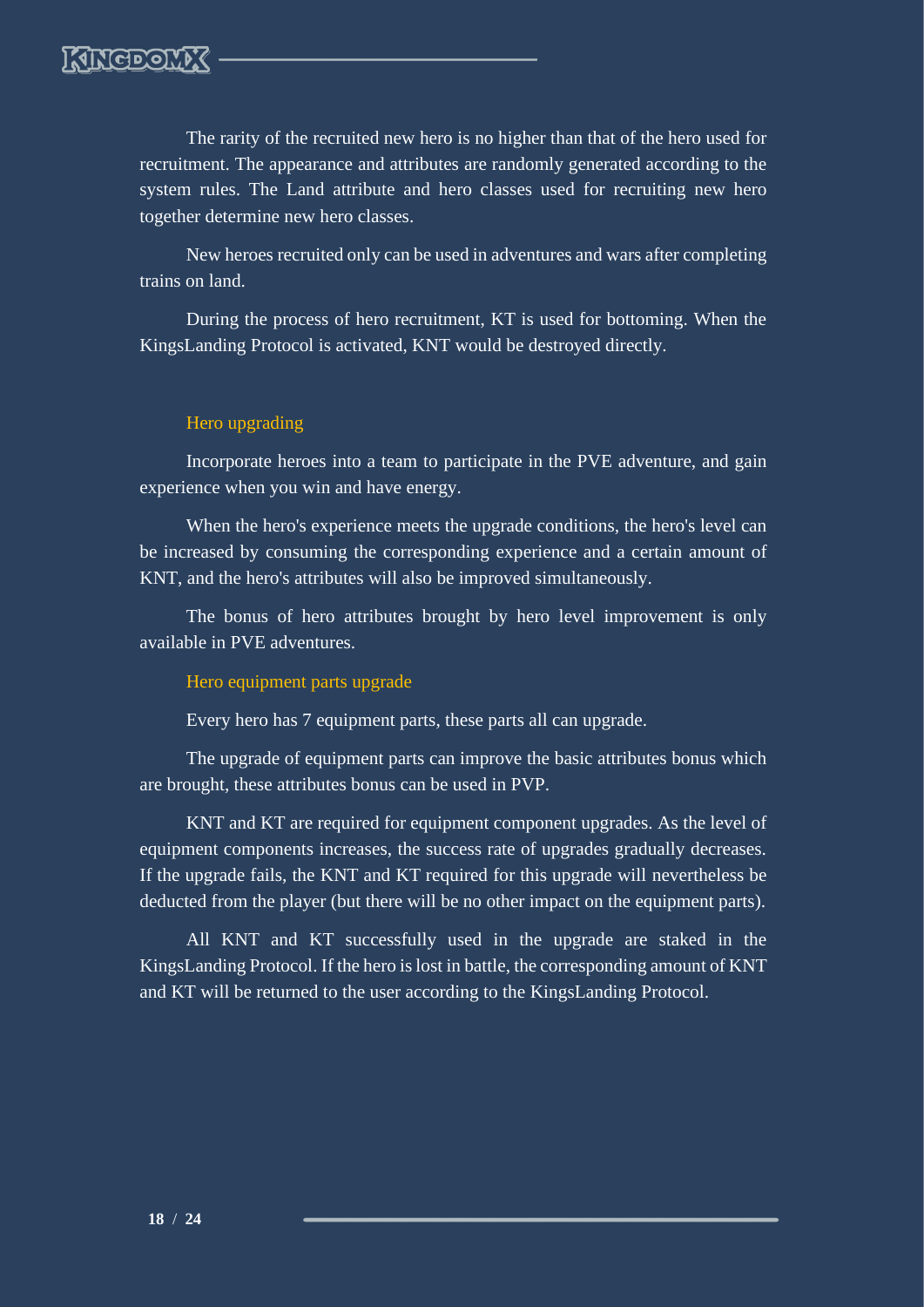The rarity of the recruited new hero is no higher than that of the hero used for recruitment. The appearance and attributes are randomly generated according to the system rules. The Land attribute and hero classes used for recruiting new hero together determine new hero classes.

New heroes recruited only can be used in adventures and wars after completing trains on land.

During the process of hero recruitment, KT is used for bottoming. When the KingsLanding Protocol is activated, KNT would be destroyed directly.

### Hero upgrading

Incorporate heroes into a team to participate in the PVE adventure, and gain experience when you win and have energy.

When the hero's experience meets the upgrade conditions, the hero's level can be increased by consuming the corresponding experience and a certain amount of KNT, and the hero's attributes will also be improved simultaneously.

The bonus of hero attributes brought by hero level improvement is only available in PVE adventures.

### Hero equipment parts upgrade

Every hero has 7 equipment parts, these parts all can upgrade.

The upgrade of equipment parts can improve the basic attributes bonus which are brought, these attributes bonus can be used in PVP.

KNT and KT are required for equipment component upgrades. As the level of equipment components increases, the success rate of upgrades gradually decreases. If the upgrade fails, the KNT and KT required for this upgrade will nevertheless be deducted from the player (but there will be no other impact on the equipment parts).

All KNT and KT successfully used in the upgrade are staked in the KingsLanding Protocol. If the hero is lost in battle, the corresponding amount of KNT and KT will be returned to the user according to the KingsLanding Protocol.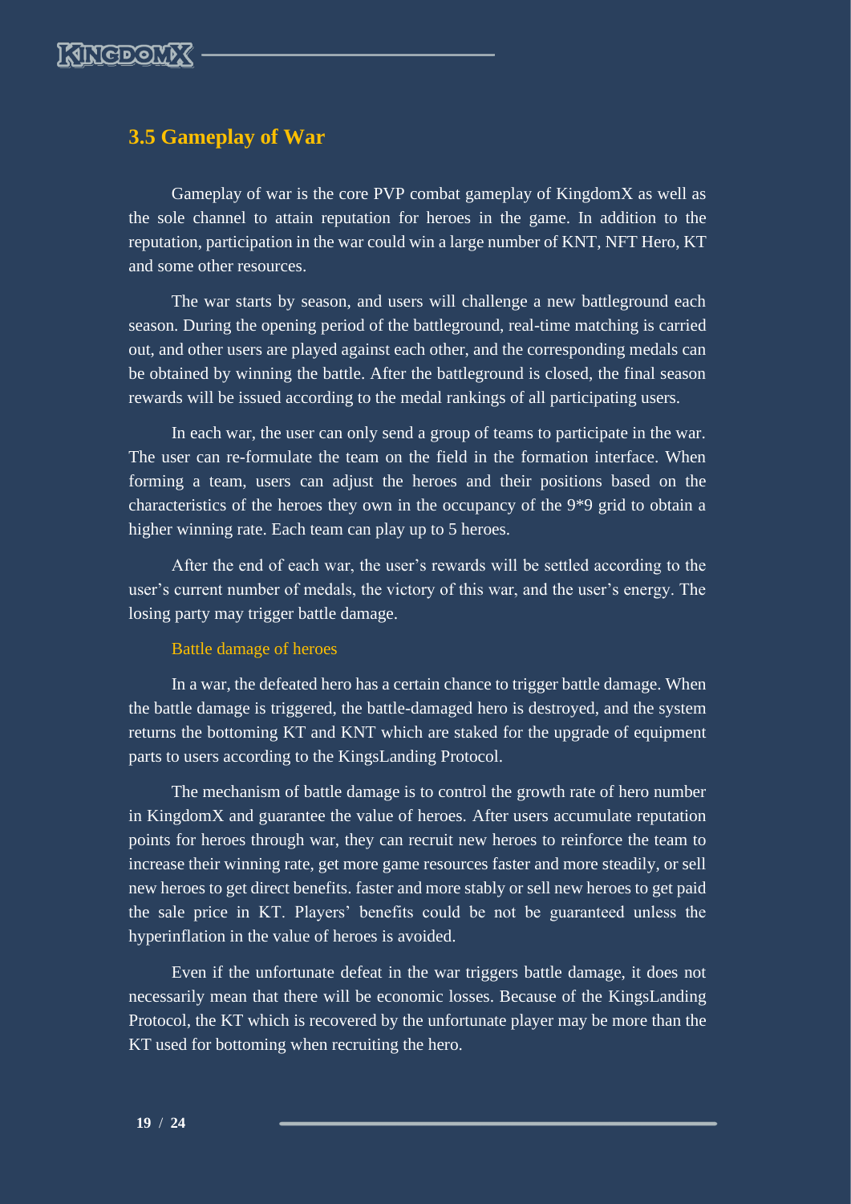## 3.5 Gameplay of War

Gameplay of war is the core PVP combat gameplay of KingdomX as well as the sole channel to attain reputation for heroes in the game. In addition to the reputation, participation in the war could win a large number of KNT, NFT Hero, KT and some other resources.

The war starts by season, and users will challenge a new battleground each season. During the opening period of the battleground, real-time matching is carried out, and other users are played against each other, and the corresponding medals can be obtained by winning the battle. After the battleground is closed, the final season rewards will be issued according to the medal rankings of all participating users.

In each war, the user can only send a group of teams to participate in the war. The user can re-formulate the team on the field in the formation interface. When forming a team, users can adjust the heroes and their positions based on the characteristics of the heroes they own in the occupancy of the 9*9 grid to obtain a higher winning rate. Each team can play up to 5 heroes.

After the end of each war, the user's rewards will be settled according to the user's current number of medals, the victory of this war, and the user's energy. The losing party may trigger battle damage.

### Battle damage of heroes

In a war, the defeated hero has a certain chance to trigger battle damage. When the battle damage is triggered, the battle-damaged hero is destroyed, and the system returns the bottoming KT and KNT which are staked for the upgrade of equipment parts to users according to the KingsLanding Protocol.

The mechanism of battle damage is to control the growth rate of hero number in KingdomX and guarantee the value of heroes. After users accumulate reputation points for heroes through war, they can recruit new heroes to reinforce the team to increase their winning rate, get more game resources faster and more steadily, or sell new heroes to get direct benefits. faster and more stably or sell new heroes to get paid the sale price in KT. Players' benefits could be not be guaranteed unless the hyperinflation in the value of heroes is avoided.

Even if the unfortunate defeat in the war triggers battle damage, it does not necessarily mean that there will be economic losses. Because of the KingsLanding Protocol, the KT which is recovered by the unfortunate player may be more than the KT used for bottoming when recruiting the hero.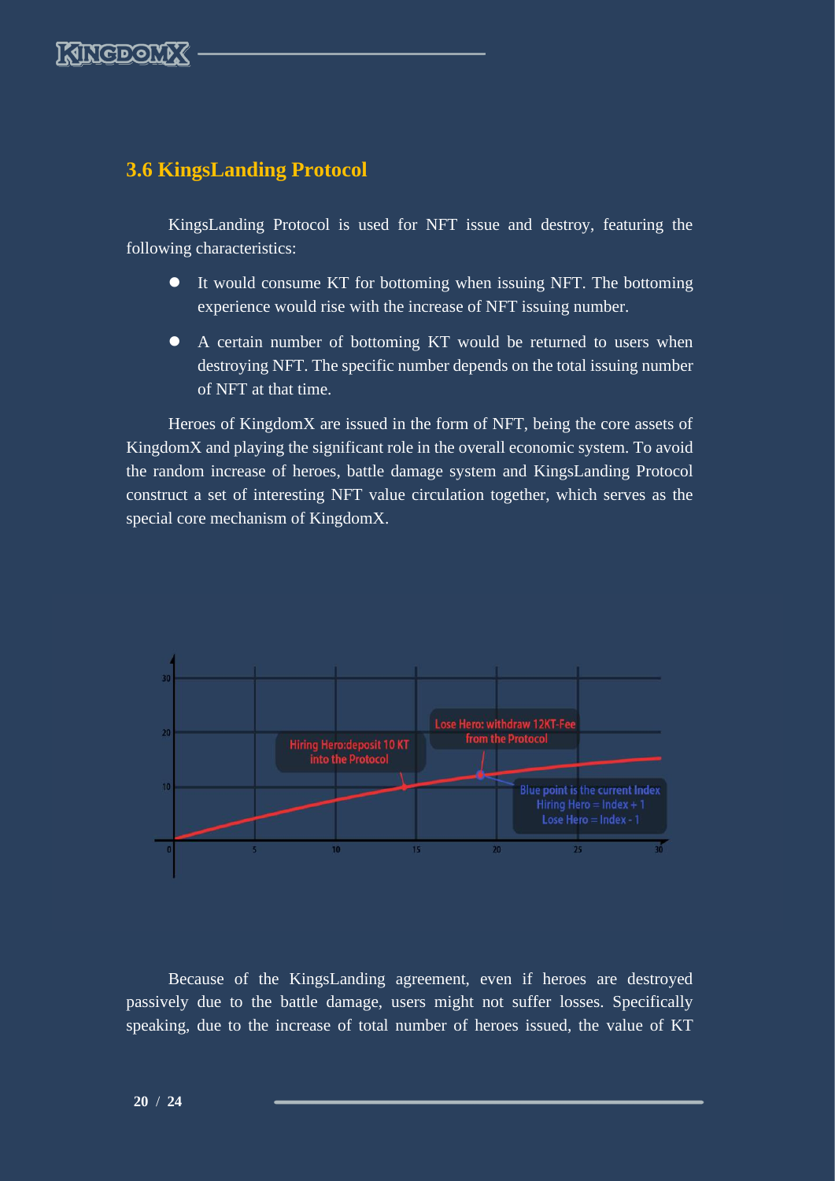## 3.6 KingsLanding Protocol

KingsLanding Protocol is used for NFT issue and destroy, featuring the following characteristics:

- It would consume KT for bottoming when issuing NFT. The bottoming experience would rise with the increase of NFT issuing number.
- A certain number of bottoming KT would be returned to users when destroying NFT. The specific number depends on the total issuing number of NFT at that time.

Heroes of KingdomX are issued in the form of NFT, being the core assets of KingdomX and playing the significant role in the overall economic system. To avoid the random increase of heroes, battle damage system and KingsLanding Protocol construct a set of interesting NFT value circulation together, which serves as the special core mechanism of KingdomX.

Because of the KingsLanding agreement, even if heroes are destroyed passively due to the battle damage, users might not suffer losses. Specifically speaking, due to the increase of total number of heroes issued, the value of KT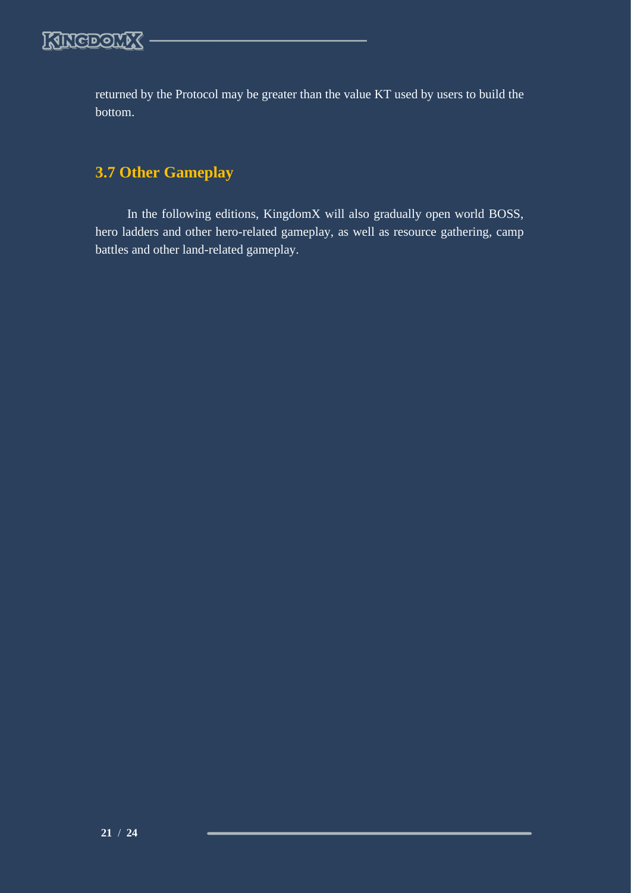returned by the Protocol may be greater than the value KT used by users to build the bottom.

## 3.7 Other Gameplay

In the following editions, KingdomX will also gradually open world BOSS, hero ladders and other hero-related gameplay, as well as resource gathering, camp battles and other land-related gameplay.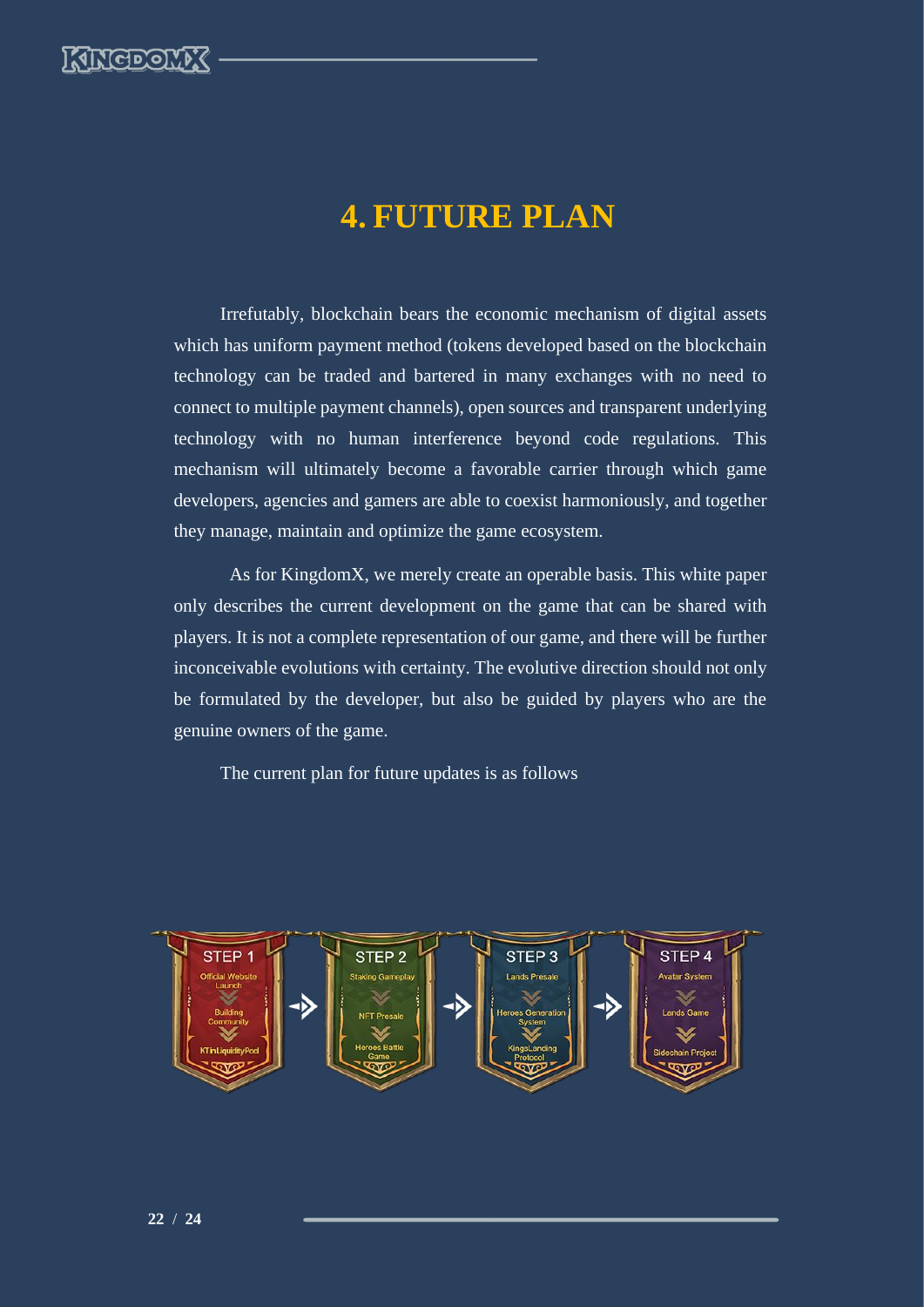# 4. FUTURE PLAN

Irrefutably, blockchain bears the economic mechanism of digital assets which has uniform payment method (tokens developed based on the blockchain technology can be traded and bartered in many exchanges with no need to connect to multiple payment channels), open sources and transparent underlying technology with no human interference beyond code regulations. This mechanism will ultimately become a favorable carrier through which game developers, agencies and gamers are able to coexist harmoniously, and together they manage, maintain and optimize the game ecosystem.

As for KingdomX, we merely create an operable basis. This white paper only describes the current development on the game that can be shared with players. It is not a complete representation of our game, and there will be further inconceivable evolutions with certainty. The evolutive direction should not only be formulated by the developer, but also be guided by players who are the genuine owners of the game.

The current plan for future updates is as follows

**STEP 1**
- Official Website Launch
- Building Community
- KT in Liquidity Pool

**STEP 2**
- Staking Gameplay
- NFT Presale
- Heroes Battle Game

**STEP 3**
- Lands Presale
- Heroes Generation System
- KingsLanding Protocol

**STEP 4**
- Avatar System
- Lands Game
- Sidechain Project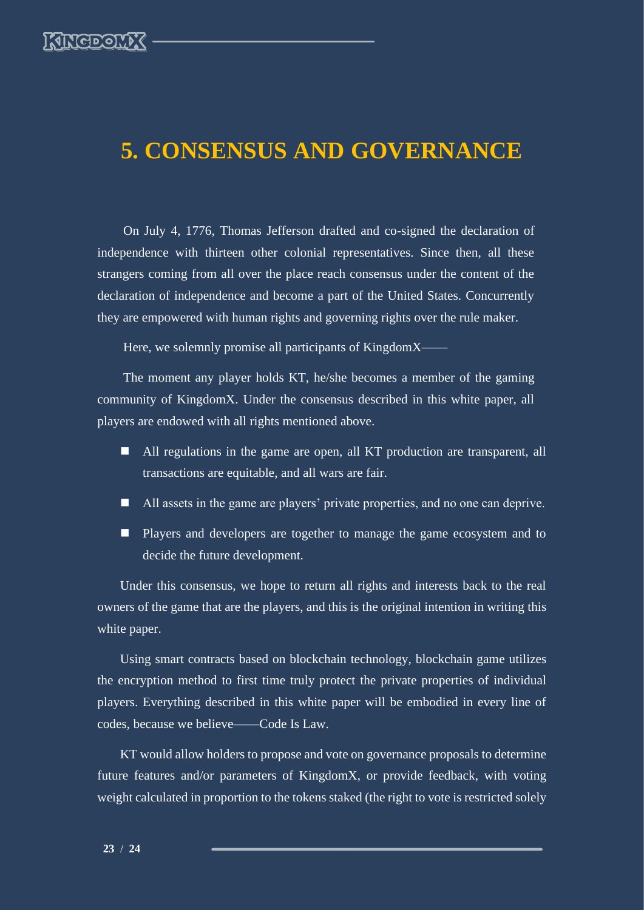# 5. CONSENSUS AND GOVERNANCE

On July 4, 1776, Thomas Jefferson drafted and co-signed the declaration of independence with thirteen other colonial representatives. Since then, all these strangers coming from all over the place reach consensus under the content of the declaration of independence and become a part of the United States. Concurrently they are empowered with human rights and governing rights over the rule maker.

Here, we solemnly promise all participants of KingdomX——

The moment any player holds KT, he/she becomes a member of the gaming community of KingdomX. Under the consensus described in this white paper, all players are endowed with all rights mentioned above.

- All regulations in the game are open, all KT production are transparent, all transactions are equitable, and all wars are fair.
- All assets in the game are players' private properties, and no one can deprive.
- Players and developers are together to manage the game ecosystem and to decide the future development.

Under this consensus, we hope to return all rights and interests back to the real owners of the game that are the players, and this is the original intention in writing this white paper.

Using smart contracts based on blockchain technology, blockchain game utilizes the encryption method to first time truly protect the private properties of individual players. Everything described in this white paper will be embodied in every line of codes, because we believe——Code Is Law.

KT would allow holders to propose and vote on governance proposals to determine future features and/or parameters of KingdomX, or provide feedback, with voting weight calculated in proportion to the tokens staked (the right to vote is restricted solely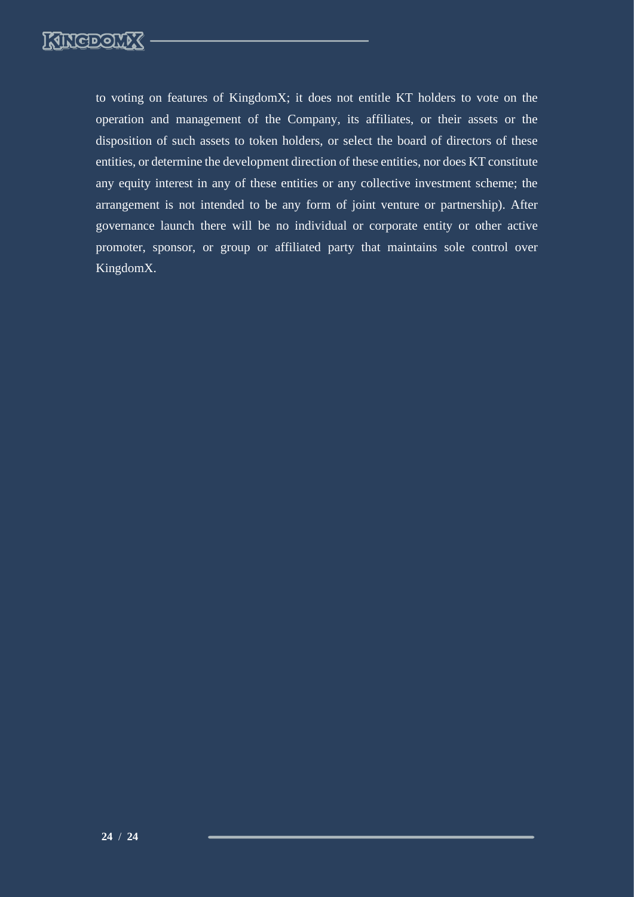to voting on features of KingdomX; it does not entitle KT holders to vote on the operation and management of the Company, its affiliates, or their assets or the disposition of such assets to token holders, or select the board of directors of these entities, or determine the development direction of these entities, nor does KT constitute any equity interest in any of these entities or any collective investment scheme; the arrangement is not intended to be any form of joint venture or partnership). After governance launch there will be no individual or corporate entity or other active promoter, sponsor, or group or affiliated party that maintains sole control over KingdomX.